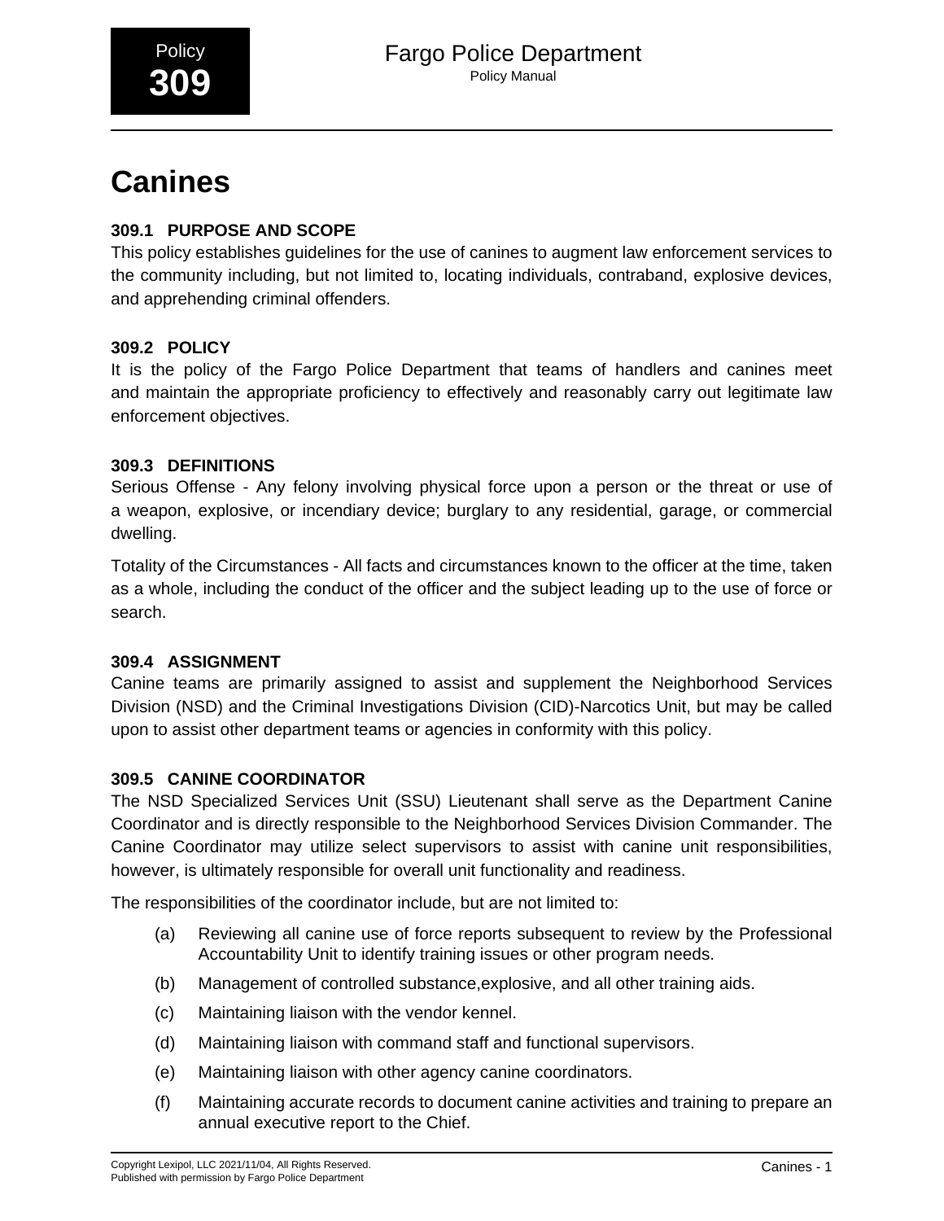# Canines

## 309.1 PURPOSE AND SCOPE

This policy establishes guidelines for the use of canines to augment law enforcement services to the community including, but not limited to, locating individuals, contraband, explosive devices, and apprehending criminal offenders.

## 309.2 POLICY

It is the policy of the Fargo Police Department that teams of handlers and canines meet and maintain the appropriate proficiency to effectively and reasonably carry out legitimate law enforcement objectives.

## 309.3 DEFINITIONS

Serious Offense - Any felony involving physical force upon a person or the threat or use of a weapon, explosive, or incendiary device; burglary to any residential, garage, or commercial dwelling.

Totality of the Circumstances - All facts and circumstances known to the officer at the time, taken as a whole, including the conduct of the officer and the subject leading up to the use of force or search.

## 309.4 ASSIGNMENT

Canine teams are primarily assigned to assist and supplement the Neighborhood Services Division (NSD) and the Criminal Investigations Division (CID)-Narcotics Unit, but may be called upon to assist other department teams or agencies in conformity with this policy.

## 309.5 CANINE COORDINATOR

The NSD Specialized Services Unit (SSU) Lieutenant shall serve as the Department Canine Coordinator and is directly responsible to the Neighborhood Services Division Commander. The Canine Coordinator may utilize select supervisors to assist with canine unit responsibilities, however, is ultimately responsible for overall unit functionality and readiness.

The responsibilities of the coordinator include, but are not limited to:

(a) Reviewing all canine use of force reports subsequent to review by the Professional Accountability Unit to identify training issues or other program needs.

(b) Management of controlled substance,explosive, and all other training aids.

(c) Maintaining liaison with the vendor kennel.

(d) Maintaining liaison with command staff and functional supervisors.

(e) Maintaining liaison with other agency canine coordinators.

(f) Maintaining accurate records to document canine activities and training to prepare an annual executive report to the Chief.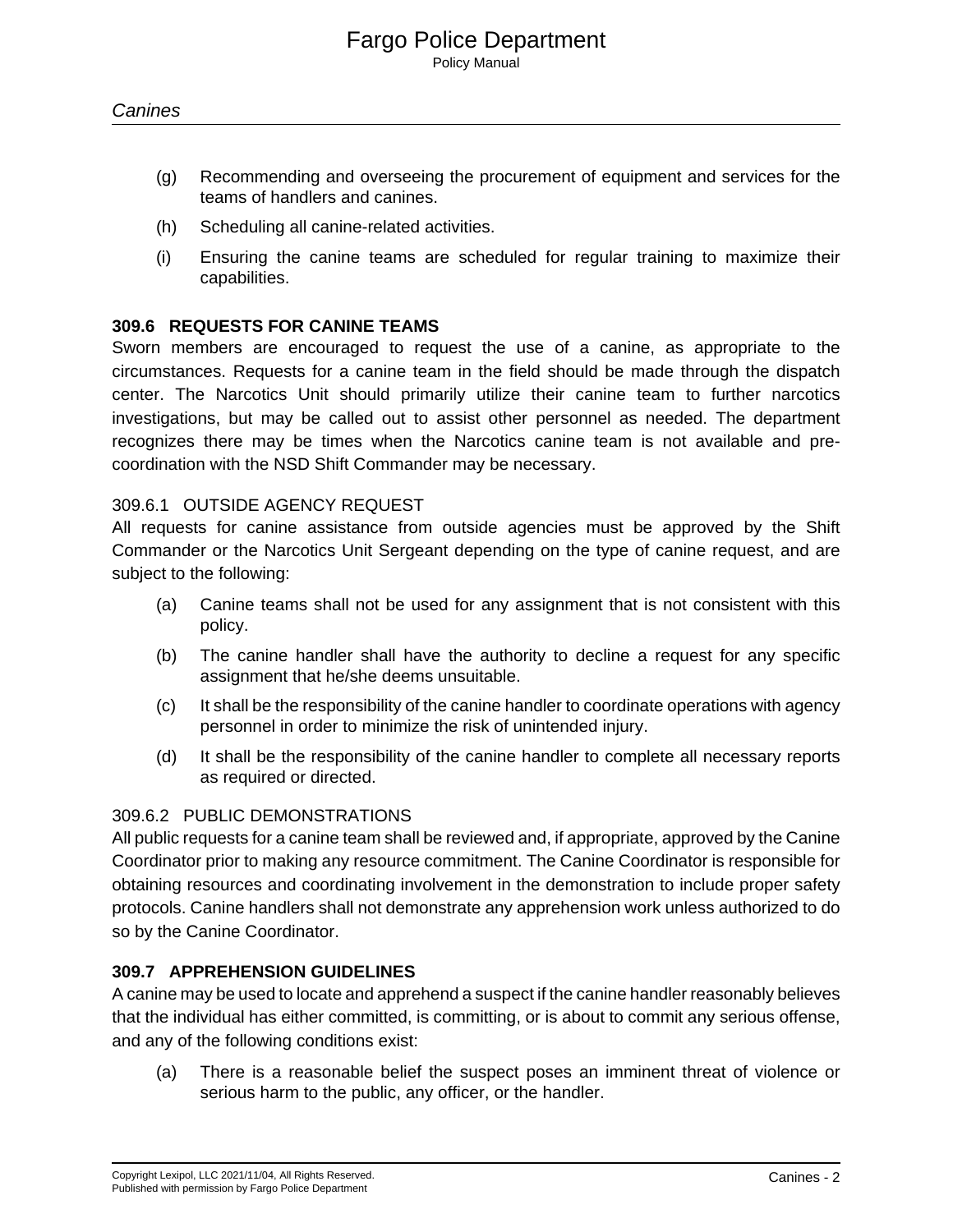(g) Recommending and overseeing the procurement of equipment and services for the teams of handlers and canines.

(h) Scheduling all canine-related activities.

(i) Ensuring the canine teams are scheduled for regular training to maximize their capabilities.

## 309.6 REQUESTS FOR CANINE TEAMS

Sworn members are encouraged to request the use of a canine, as appropriate to the circumstances. Requests for a canine team in the field should be made through the dispatch center. The Narcotics Unit should primarily utilize their canine team to further narcotics investigations, but may be called out to assist other personnel as needed. The department recognizes there may be times when the Narcotics canine team is not available and pre-coordination with the NSD Shift Commander may be necessary.

### 309.6.1 OUTSIDE AGENCY REQUEST

All requests for canine assistance from outside agencies must be approved by the Shift Commander or the Narcotics Unit Sergeant depending on the type of canine request, and are subject to the following:

(a) Canine teams shall not be used for any assignment that is not consistent with this policy.

(b) The canine handler shall have the authority to decline a request for any specific assignment that he/she deems unsuitable.

(c) It shall be the responsibility of the canine handler to coordinate operations with agency personnel in order to minimize the risk of unintended injury.

(d) It shall be the responsibility of the canine handler to complete all necessary reports as required or directed.

### 309.6.2 PUBLIC DEMONSTRATIONS

All public requests for a canine team shall be reviewed and, if appropriate, approved by the Canine Coordinator prior to making any resource commitment. The Canine Coordinator is responsible for obtaining resources and coordinating involvement in the demonstration to include proper safety protocols. Canine handlers shall not demonstrate any apprehension work unless authorized to do so by the Canine Coordinator.

## 309.7 APPREHENSION GUIDELINES

A canine may be used to locate and apprehend a suspect if the canine handler reasonably believes that the individual has either committed, is committing, or is about to commit any serious offense, and any of the following conditions exist:

(a) There is a reasonable belief the suspect poses an imminent threat of violence or serious harm to the public, any officer, or the handler.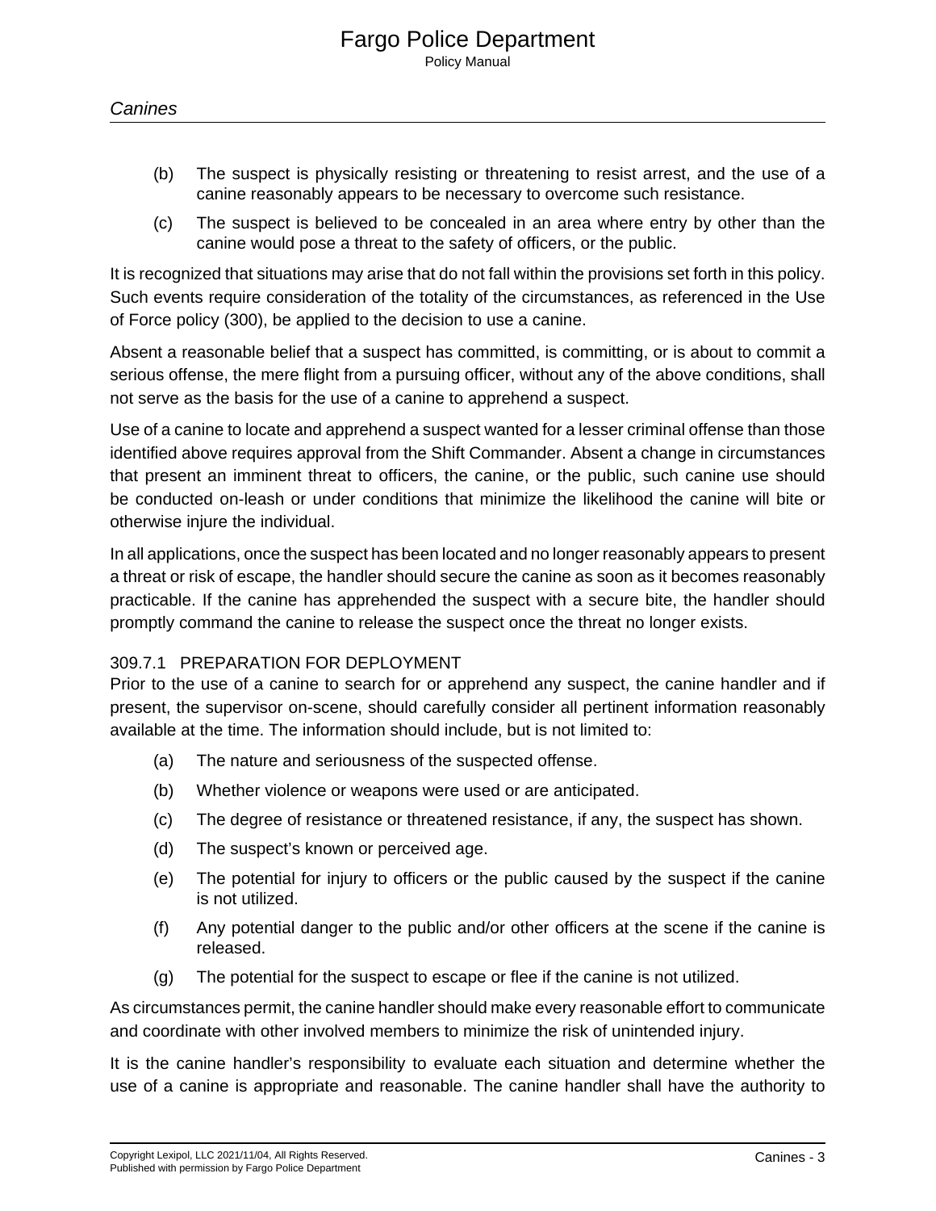(b) The suspect is physically resisting or threatening to resist arrest, and the use of a canine reasonably appears to be necessary to overcome such resistance.

(c) The suspect is believed to be concealed in an area where entry by other than the canine would pose a threat to the safety of officers, or the public.

It is recognized that situations may arise that do not fall within the provisions set forth in this policy. Such events require consideration of the totality of the circumstances, as referenced in the Use of Force policy (300), be applied to the decision to use a canine.

Absent a reasonable belief that a suspect has committed, is committing, or is about to commit a serious offense, the mere flight from a pursuing officer, without any of the above conditions, shall not serve as the basis for the use of a canine to apprehend a suspect.

Use of a canine to locate and apprehend a suspect wanted for a lesser criminal offense than those identified above requires approval from the Shift Commander. Absent a change in circumstances that present an imminent threat to officers, the canine, or the public, such canine use should be conducted on-leash or under conditions that minimize the likelihood the canine will bite or otherwise injure the individual.

In all applications, once the suspect has been located and no longer reasonably appears to present a threat or risk of escape, the handler should secure the canine as soon as it becomes reasonably practicable. If the canine has apprehended the suspect with a secure bite, the handler should promptly command the canine to release the suspect once the threat no longer exists.

### 309.7.1 PREPARATION FOR DEPLOYMENT

Prior to the use of a canine to search for or apprehend any suspect, the canine handler and if present, the supervisor on-scene, should carefully consider all pertinent information reasonably available at the time. The information should include, but is not limited to:

(a) The nature and seriousness of the suspected offense.

(b) Whether violence or weapons were used or are anticipated.

(c) The degree of resistance or threatened resistance, if any, the suspect has shown.

(d) The suspect's known or perceived age.

(e) The potential for injury to officers or the public caused by the suspect if the canine is not utilized.

(f) Any potential danger to the public and/or other officers at the scene if the canine is released.

(g) The potential for the suspect to escape or flee if the canine is not utilized.

As circumstances permit, the canine handler should make every reasonable effort to communicate and coordinate with other involved members to minimize the risk of unintended injury.

It is the canine handler's responsibility to evaluate each situation and determine whether the use of a canine is appropriate and reasonable. The canine handler shall have the authority to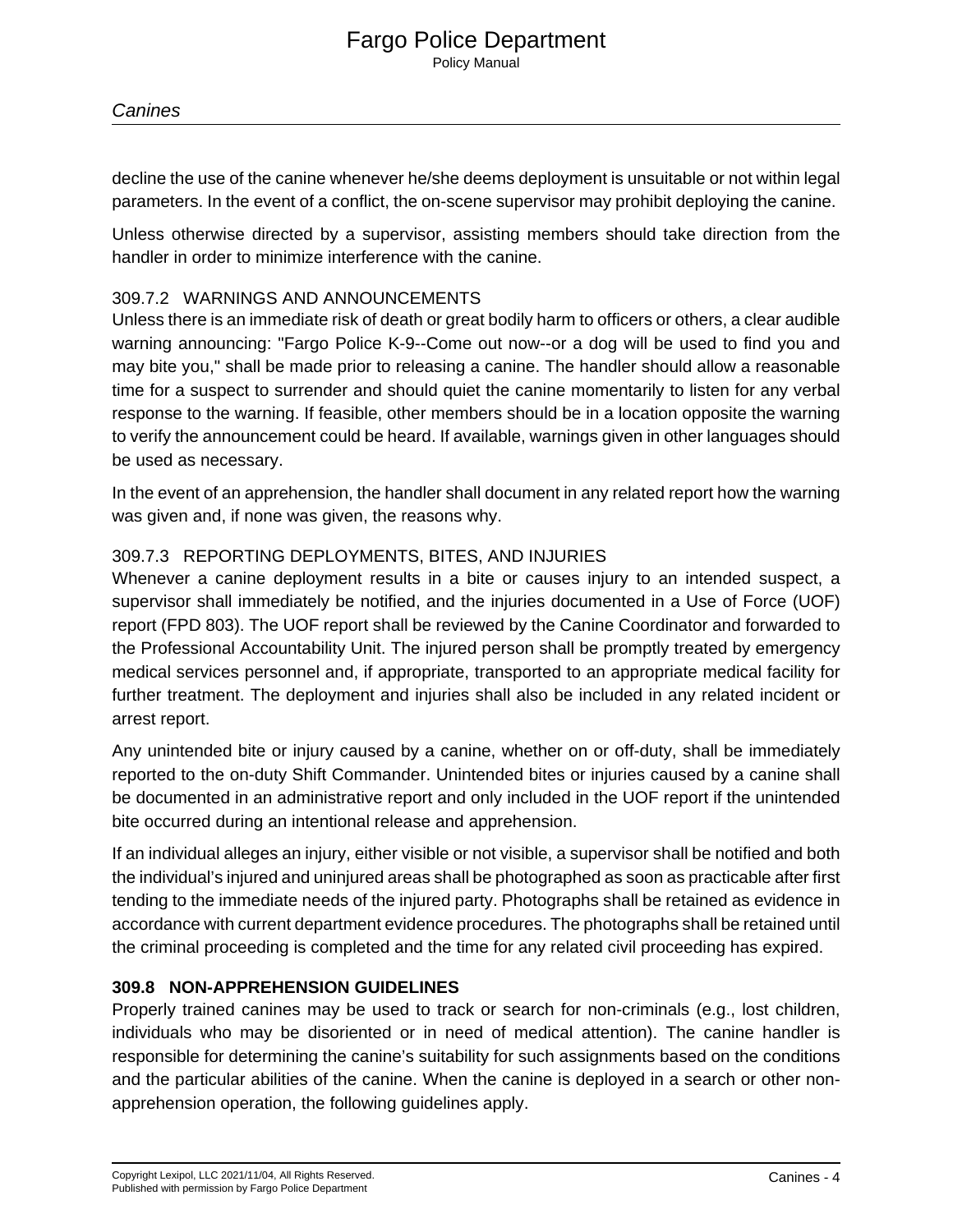decline the use of the canine whenever he/she deems deployment is unsuitable or not within legal parameters. In the event of a conflict, the on-scene supervisor may prohibit deploying the canine.

Unless otherwise directed by a supervisor, assisting members should take direction from the handler in order to minimize interference with the canine.

#### 309.7.2 WARNINGS AND ANNOUNCEMENTS

Unless there is an immediate risk of death or great bodily harm to officers or others, a clear audible warning announcing: "Fargo Police K-9--Come out now--or a dog will be used to find you and may bite you," shall be made prior to releasing a canine. The handler should allow a reasonable time for a suspect to surrender and should quiet the canine momentarily to listen for any verbal response to the warning. If feasible, other members should be in a location opposite the warning to verify the announcement could be heard. If available, warnings given in other languages should be used as necessary.

In the event of an apprehension, the handler shall document in any related report how the warning was given and, if none was given, the reasons why.

#### 309.7.3 REPORTING DEPLOYMENTS, BITES, AND INJURIES

Whenever a canine deployment results in a bite or causes injury to an intended suspect, a supervisor shall immediately be notified, and the injuries documented in a Use of Force (UOF) report (FPD 803). The UOF report shall be reviewed by the Canine Coordinator and forwarded to the Professional Accountability Unit. The injured person shall be promptly treated by emergency medical services personnel and, if appropriate, transported to an appropriate medical facility for further treatment. The deployment and injuries shall also be included in any related incident or arrest report.

Any unintended bite or injury caused by a canine, whether on or off-duty, shall be immediately reported to the on-duty Shift Commander. Unintended bites or injuries caused by a canine shall be documented in an administrative report and only included in the UOF report if the unintended bite occurred during an intentional release and apprehension.

If an individual alleges an injury, either visible or not visible, a supervisor shall be notified and both the individual's injured and uninjured areas shall be photographed as soon as practicable after first tending to the immediate needs of the injured party. Photographs shall be retained as evidence in accordance with current department evidence procedures. The photographs shall be retained until the criminal proceeding is completed and the time for any related civil proceeding has expired.

### 309.8 NON-APPREHENSION GUIDELINES

Properly trained canines may be used to track or search for non-criminals (e.g., lost children, individuals who may be disoriented or in need of medical attention). The canine handler is responsible for determining the canine's suitability for such assignments based on the conditions and the particular abilities of the canine. When the canine is deployed in a search or other non-apprehension operation, the following guidelines apply.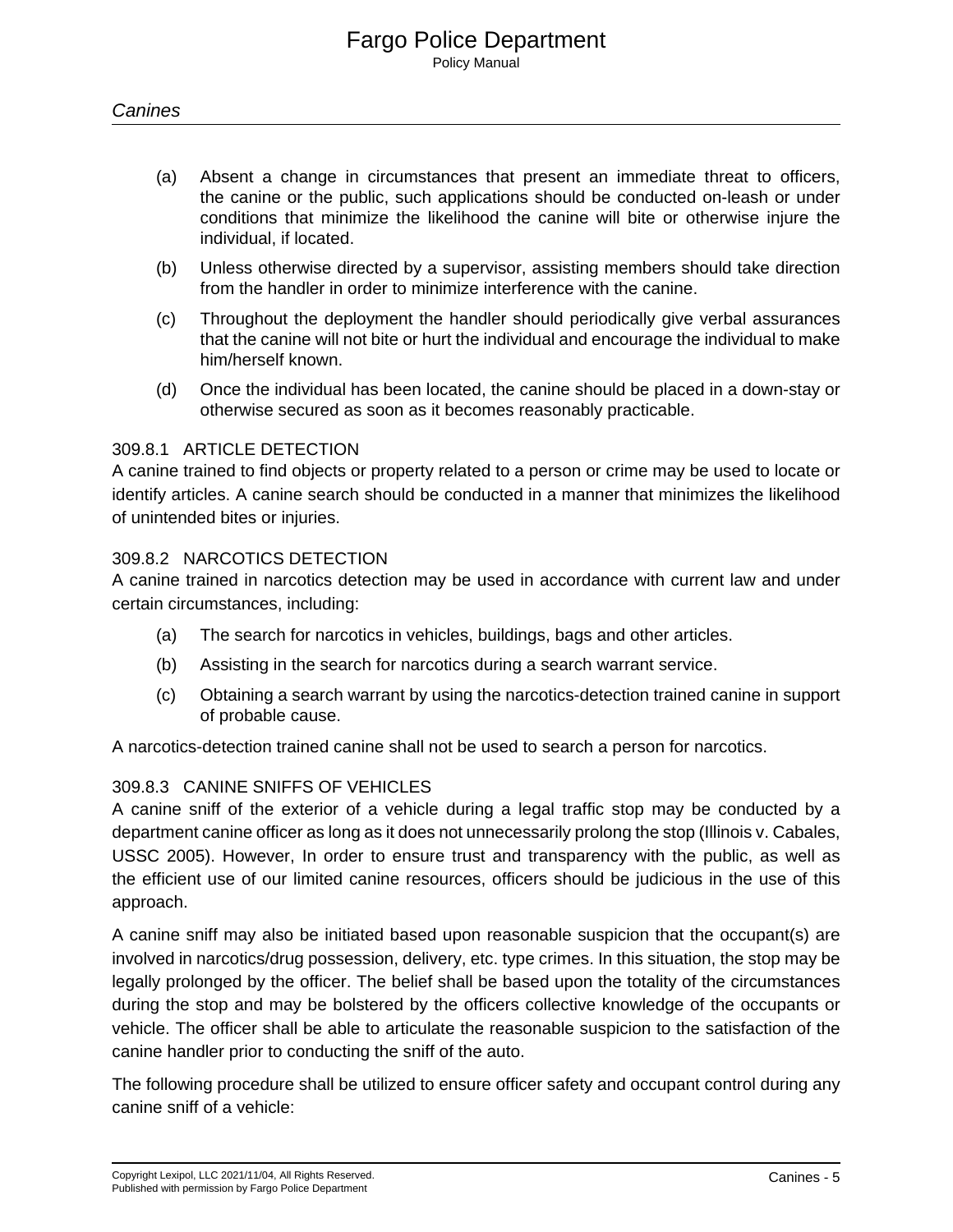(a) Absent a change in circumstances that present an immediate threat to officers, the canine or the public, such applications should be conducted on-leash or under conditions that minimize the likelihood the canine will bite or otherwise injure the individual, if located.

(b) Unless otherwise directed by a supervisor, assisting members should take direction from the handler in order to minimize interference with the canine.

(c) Throughout the deployment the handler should periodically give verbal assurances that the canine will not bite or hurt the individual and encourage the individual to make him/herself known.

(d) Once the individual has been located, the canine should be placed in a down-stay or otherwise secured as soon as it becomes reasonably practicable.

### 309.8.1 ARTICLE DETECTION

A canine trained to find objects or property related to a person or crime may be used to locate or identify articles. A canine search should be conducted in a manner that minimizes the likelihood of unintended bites or injuries.

### 309.8.2 NARCOTICS DETECTION

A canine trained in narcotics detection may be used in accordance with current law and under certain circumstances, including:

(a) The search for narcotics in vehicles, buildings, bags and other articles.

(b) Assisting in the search for narcotics during a search warrant service.

(c) Obtaining a search warrant by using the narcotics-detection trained canine in support of probable cause.

A narcotics-detection trained canine shall not be used to search a person for narcotics.

### 309.8.3 CANINE SNIFFS OF VEHICLES

A canine sniff of the exterior of a vehicle during a legal traffic stop may be conducted by a department canine officer as long as it does not unnecessarily prolong the stop (Illinois v. Cabales, USSC 2005). However, In order to ensure trust and transparency with the public, as well as the efficient use of our limited canine resources, officers should be judicious in the use of this approach.

A canine sniff may also be initiated based upon reasonable suspicion that the occupant(s) are involved in narcotics/drug possession, delivery, etc. type crimes. In this situation, the stop may be legally prolonged by the officer. The belief shall be based upon the totality of the circumstances during the stop and may be bolstered by the officers collective knowledge of the occupants or vehicle. The officer shall be able to articulate the reasonable suspicion to the satisfaction of the canine handler prior to conducting the sniff of the auto.

The following procedure shall be utilized to ensure officer safety and occupant control during any canine sniff of a vehicle: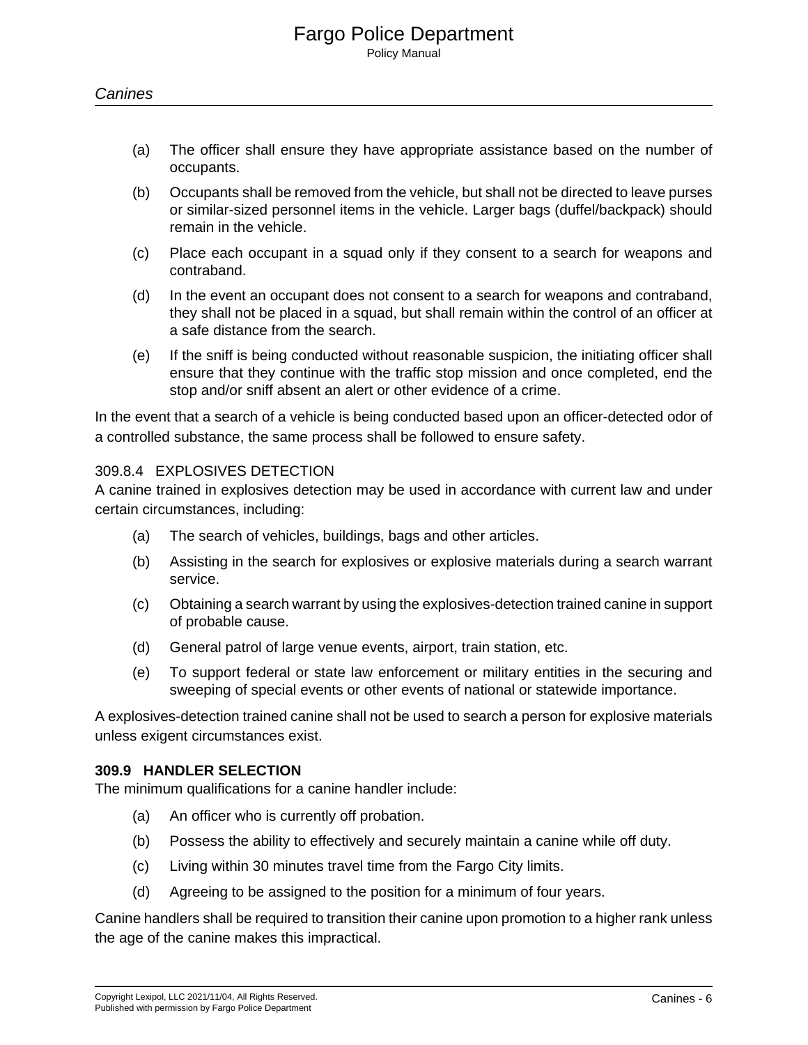(a) The officer shall ensure they have appropriate assistance based on the number of occupants.

(b) Occupants shall be removed from the vehicle, but shall not be directed to leave purses or similar-sized personnel items in the vehicle. Larger bags (duffel/backpack) should remain in the vehicle.

(c) Place each occupant in a squad only if they consent to a search for weapons and contraband.

(d) In the event an occupant does not consent to a search for weapons and contraband, they shall not be placed in a squad, but shall remain within the control of an officer at a safe distance from the search.

(e) If the sniff is being conducted without reasonable suspicion, the initiating officer shall ensure that they continue with the traffic stop mission and once completed, end the stop and/or sniff absent an alert or other evidence of a crime.

In the event that a search of a vehicle is being conducted based upon an officer-detected odor of a controlled substance, the same process shall be followed to ensure safety.

### 309.8.4 EXPLOSIVES DETECTION

A canine trained in explosives detection may be used in accordance with current law and under certain circumstances, including:

(a) The search of vehicles, buildings, bags and other articles.

(b) Assisting in the search for explosives or explosive materials during a search warrant service.

(c) Obtaining a search warrant by using the explosives-detection trained canine in support of probable cause.

(d) General patrol of large venue events, airport, train station, etc.

(e) To support federal or state law enforcement or military entities in the securing and sweeping of special events or other events of national or statewide importance.

A explosives-detection trained canine shall not be used to search a person for explosive materials unless exigent circumstances exist.

## 309.9 HANDLER SELECTION

The minimum qualifications for a canine handler include:

(a) An officer who is currently off probation.

(b) Possess the ability to effectively and securely maintain a canine while off duty.

(c) Living within 30 minutes travel time from the Fargo City limits.

(d) Agreeing to be assigned to the position for a minimum of four years.

Canine handlers shall be required to transition their canine upon promotion to a higher rank unless the age of the canine makes this impractical.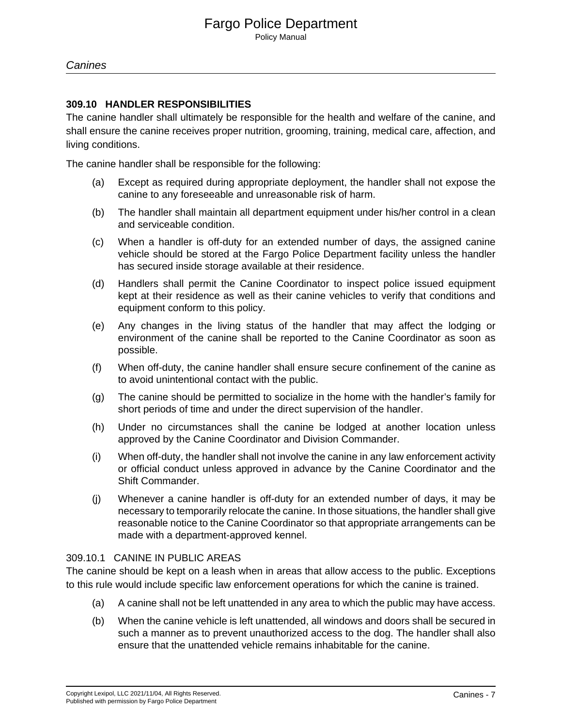## 309.10 HANDLER RESPONSIBILITIES

The canine handler shall ultimately be responsible for the health and welfare of the canine, and shall ensure the canine receives proper nutrition, grooming, training, medical care, affection, and living conditions.

The canine handler shall be responsible for the following:

(a) Except as required during appropriate deployment, the handler shall not expose the canine to any foreseeable and unreasonable risk of harm.

(b) The handler shall maintain all department equipment under his/her control in a clean and serviceable condition.

(c) When a handler is off-duty for an extended number of days, the assigned canine vehicle should be stored at the Fargo Police Department facility unless the handler has secured inside storage available at their residence.

(d) Handlers shall permit the Canine Coordinator to inspect police issued equipment kept at their residence as well as their canine vehicles to verify that conditions and equipment conform to this policy.

(e) Any changes in the living status of the handler that may affect the lodging or environment of the canine shall be reported to the Canine Coordinator as soon as possible.

(f) When off-duty, the canine handler shall ensure secure confinement of the canine as to avoid unintentional contact with the public.

(g) The canine should be permitted to socialize in the home with the handler's family for short periods of time and under the direct supervision of the handler.

(h) Under no circumstances shall the canine be lodged at another location unless approved by the Canine Coordinator and Division Commander.

(i) When off-duty, the handler shall not involve the canine in any law enforcement activity or official conduct unless approved in advance by the Canine Coordinator and the Shift Commander.

(j) Whenever a canine handler is off-duty for an extended number of days, it may be necessary to temporarily relocate the canine. In those situations, the handler shall give reasonable notice to the Canine Coordinator so that appropriate arrangements can be made with a department-approved kennel.

### 309.10.1 CANINE IN PUBLIC AREAS

The canine should be kept on a leash when in areas that allow access to the public. Exceptions to this rule would include specific law enforcement operations for which the canine is trained.

(a) A canine shall not be left unattended in any area to which the public may have access.

(b) When the canine vehicle is left unattended, all windows and doors shall be secured in such a manner as to prevent unauthorized access to the dog. The handler shall also ensure that the unattended vehicle remains inhabitable for the canine.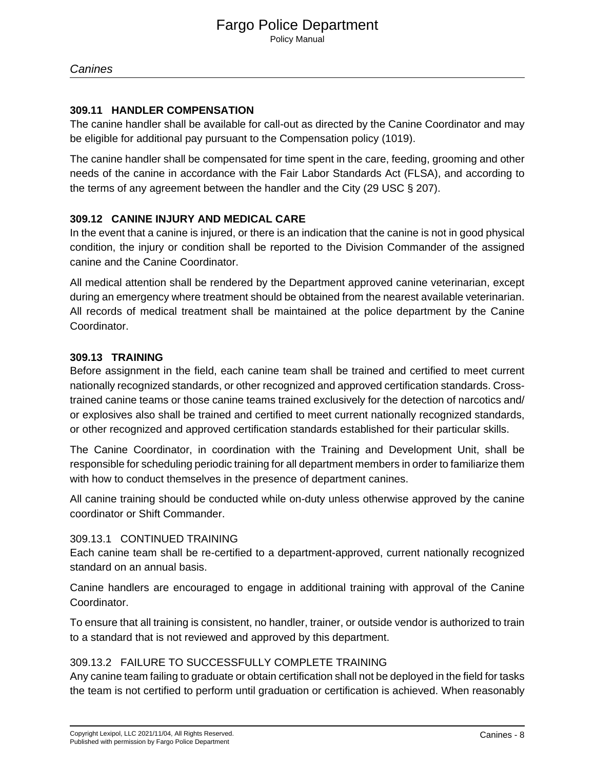### 309.11 HANDLER COMPENSATION

The canine handler shall be available for call-out as directed by the Canine Coordinator and may be eligible for additional pay pursuant to the Compensation policy (1019).

The canine handler shall be compensated for time spent in the care, feeding, grooming and other needs of the canine in accordance with the Fair Labor Standards Act (FLSA), and according to the terms of any agreement between the handler and the City (29 USC § 207).

### 309.12 CANINE INJURY AND MEDICAL CARE

In the event that a canine is injured, or there is an indication that the canine is not in good physical condition, the injury or condition shall be reported to the Division Commander of the assigned canine and the Canine Coordinator.

All medical attention shall be rendered by the Department approved canine veterinarian, except during an emergency where treatment should be obtained from the nearest available veterinarian. All records of medical treatment shall be maintained at the police department by the Canine Coordinator.

### 309.13 TRAINING

Before assignment in the field, each canine team shall be trained and certified to meet current nationally recognized standards, or other recognized and approved certification standards. Cross-trained canine teams or those canine teams trained exclusively for the detection of narcotics and/or explosives also shall be trained and certified to meet current nationally recognized standards, or other recognized and approved certification standards established for their particular skills.

The Canine Coordinator, in coordination with the Training and Development Unit, shall be responsible for scheduling periodic training for all department members in order to familiarize them with how to conduct themselves in the presence of department canines.

All canine training should be conducted while on-duty unless otherwise approved by the canine coordinator or Shift Commander.

#### 309.13.1 CONTINUED TRAINING

Each canine team shall be re-certified to a department-approved, current nationally recognized standard on an annual basis.

Canine handlers are encouraged to engage in additional training with approval of the Canine Coordinator.

To ensure that all training is consistent, no handler, trainer, or outside vendor is authorized to train to a standard that is not reviewed and approved by this department.

#### 309.13.2 FAILURE TO SUCCESSFULLY COMPLETE TRAINING

Any canine team failing to graduate or obtain certification shall not be deployed in the field for tasks the team is not certified to perform until graduation or certification is achieved. When reasonably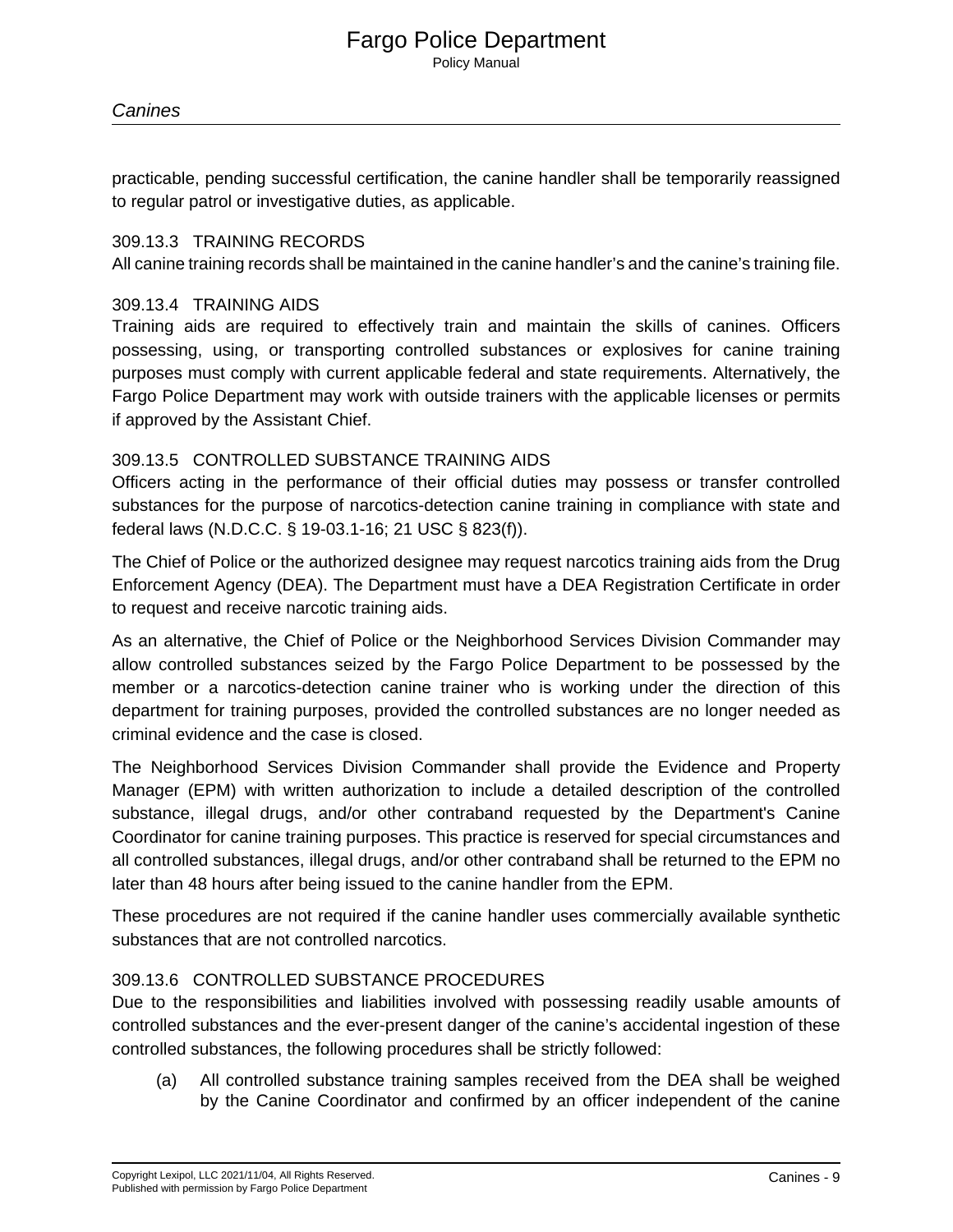practicable, pending successful certification, the canine handler shall be temporarily reassigned to regular patrol or investigative duties, as applicable.

### 309.13.3 TRAINING RECORDS

All canine training records shall be maintained in the canine handler's and the canine's training file.

### 309.13.4 TRAINING AIDS

Training aids are required to effectively train and maintain the skills of canines. Officers possessing, using, or transporting controlled substances or explosives for canine training purposes must comply with current applicable federal and state requirements. Alternatively, the Fargo Police Department may work with outside trainers with the applicable licenses or permits if approved by the Assistant Chief.

### 309.13.5 CONTROLLED SUBSTANCE TRAINING AIDS

Officers acting in the performance of their official duties may possess or transfer controlled substances for the purpose of narcotics-detection canine training in compliance with state and federal laws (N.D.C.C. § 19-03.1-16; 21 USC § 823(f)).

The Chief of Police or the authorized designee may request narcotics training aids from the Drug Enforcement Agency (DEA). The Department must have a DEA Registration Certificate in order to request and receive narcotic training aids.

As an alternative, the Chief of Police or the Neighborhood Services Division Commander may allow controlled substances seized by the Fargo Police Department to be possessed by the member or a narcotics-detection canine trainer who is working under the direction of this department for training purposes, provided the controlled substances are no longer needed as criminal evidence and the case is closed.

The Neighborhood Services Division Commander shall provide the Evidence and Property Manager (EPM) with written authorization to include a detailed description of the controlled substance, illegal drugs, and/or other contraband requested by the Department's Canine Coordinator for canine training purposes. This practice is reserved for special circumstances and all controlled substances, illegal drugs, and/or other contraband shall be returned to the EPM no later than 48 hours after being issued to the canine handler from the EPM.

These procedures are not required if the canine handler uses commercially available synthetic substances that are not controlled narcotics.

### 309.13.6 CONTROLLED SUBSTANCE PROCEDURES

Due to the responsibilities and liabilities involved with possessing readily usable amounts of controlled substances and the ever-present danger of the canine's accidental ingestion of these controlled substances, the following procedures shall be strictly followed:

(a) All controlled substance training samples received from the DEA shall be weighed by the Canine Coordinator and confirmed by an officer independent of the canine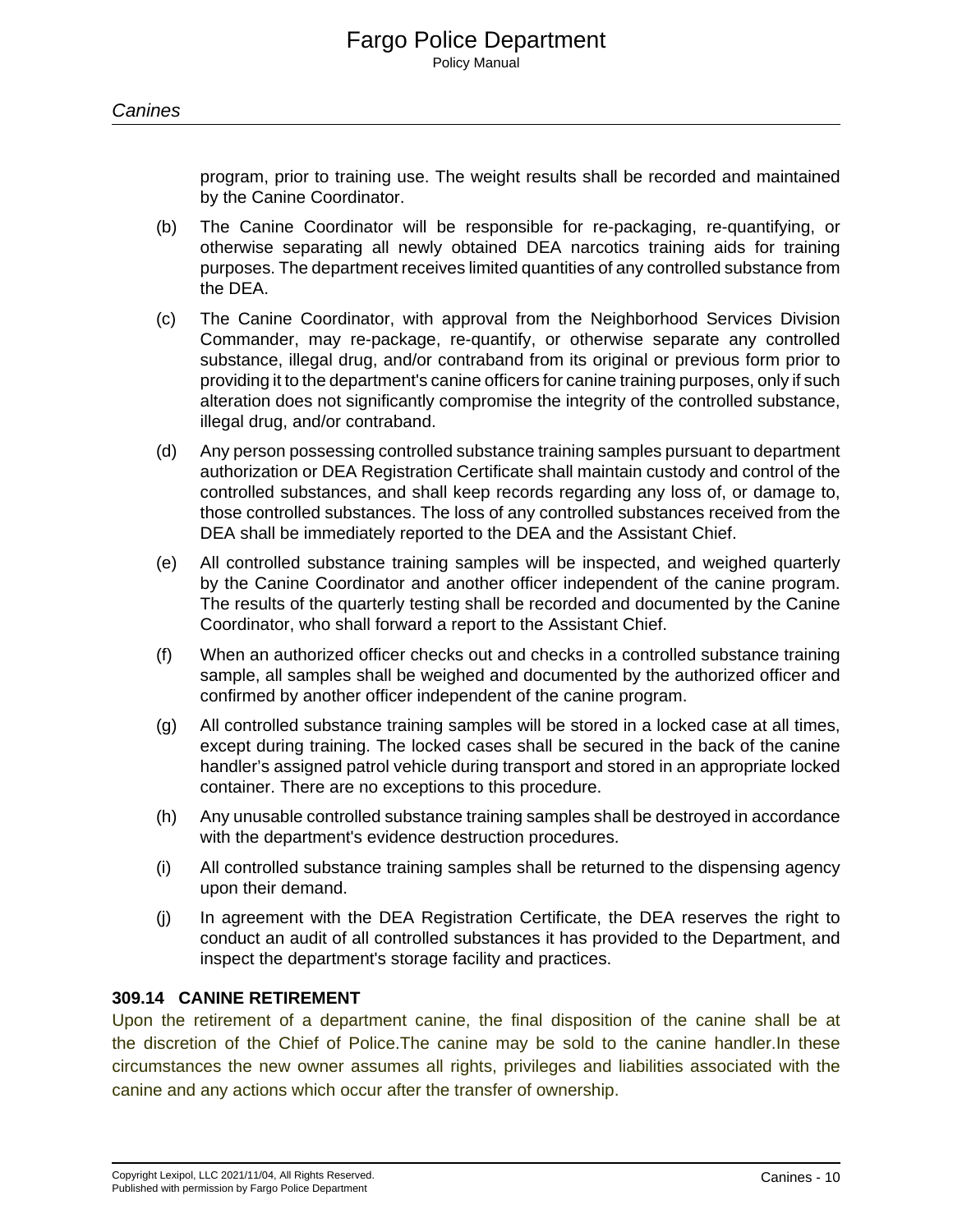program, prior to training use. The weight results shall be recorded and maintained by the Canine Coordinator.

(b) The Canine Coordinator will be responsible for re-packaging, re-quantifying, or otherwise separating all newly obtained DEA narcotics training aids for training purposes. The department receives limited quantities of any controlled substance from the DEA.

(c) The Canine Coordinator, with approval from the Neighborhood Services Division Commander, may re-package, re-quantify, or otherwise separate any controlled substance, illegal drug, and/or contraband from its original or previous form prior to providing it to the department's canine officers for canine training purposes, only if such alteration does not significantly compromise the integrity of the controlled substance, illegal drug, and/or contraband.

(d) Any person possessing controlled substance training samples pursuant to department authorization or DEA Registration Certificate shall maintain custody and control of the controlled substances, and shall keep records regarding any loss of, or damage to, those controlled substances. The loss of any controlled substances received from the DEA shall be immediately reported to the DEA and the Assistant Chief.

(e) All controlled substance training samples will be inspected, and weighed quarterly by the Canine Coordinator and another officer independent of the canine program. The results of the quarterly testing shall be recorded and documented by the Canine Coordinator, who shall forward a report to the Assistant Chief.

(f) When an authorized officer checks out and checks in a controlled substance training sample, all samples shall be weighed and documented by the authorized officer and confirmed by another officer independent of the canine program.

(g) All controlled substance training samples will be stored in a locked case at all times, except during training. The locked cases shall be secured in the back of the canine handler’s assigned patrol vehicle during transport and stored in an appropriate locked container. There are no exceptions to this procedure.

(h) Any unusable controlled substance training samples shall be destroyed in accordance with the department's evidence destruction procedures.

(i) All controlled substance training samples shall be returned to the dispensing agency upon their demand.

(j) In agreement with the DEA Registration Certificate, the DEA reserves the right to conduct an audit of all controlled substances it has provided to the Department, and inspect the department's storage facility and practices.

### 309.14 CANINE RETIREMENT

Upon the retirement of a department canine, the final disposition of the canine shall be at the discretion of the Chief of Police.The canine may be sold to the canine handler.In these circumstances the new owner assumes all rights, privileges and liabilities associated with the canine and any actions which occur after the transfer of ownership.